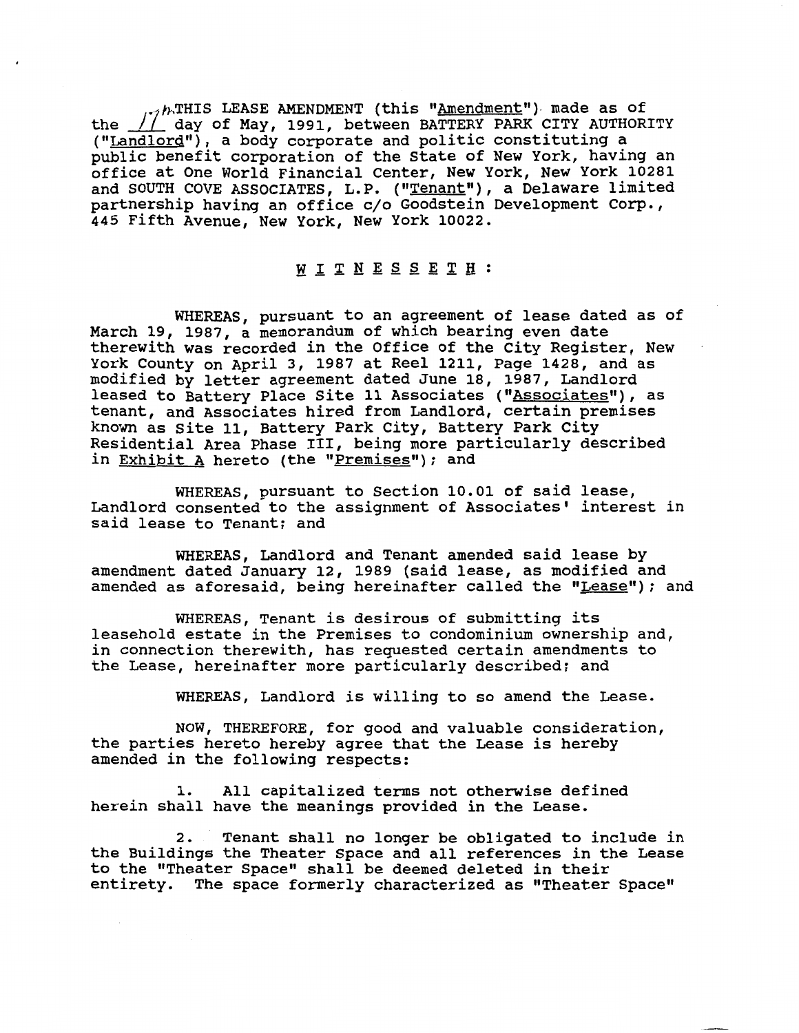THIS LEASE AMENDMENT (this "Amendment") made as of the 17th day of May, 1991, between BATTERY PARK CITY AUTHORITY ("Landlord"), a body corporate and politic constituting a public benefit corporation of the State of New York, having an office at One World Financial Center, New York, New York 10281 and SOUTH COVE ASSOCIATES, L.P. ("Tenant"), a Delaware limited partnership having an office c/o Goodstein Development Corp., 445 Fifth Avenue, New York, New York 10022.

W I T N E S S E T H :

WHEREAS, pursuant to an agreement of lease dated as of March 19, 1987, a memorandum of which bearing even date therewith was recorded in the Office of the City Register, New York County on April 3, 1987 at Reel 1211, Page 1428, and as modified by letter agreement dated June 18, 1987, Landlord leased to Battery Place Site 11 Associates ("Associates"), as tenant, and Associates hired from Landlord, certain premises known as Site 11, Battery Park City, Battery Park City Residential Area Phase III, being more particularly described in Exhibit A hereto (the "Premises"); and

WHEREAS, pursuant to Section 10.01 of said lease, Landlord consented to the assignment of Associates' interest in said lease to Tenant; and

WHEREAS, Landlord and Tenant amended said lease by amendment dated January 12, 1989 (said lease, as modified and amended as aforesaid, being hereinafter called the "Lease"); and

WHEREAS, Tenant is desirous of submitting its leasehold estate in the Premises to condominium ownership and, in connection therewith, has requested certain amendments to the Lease, hereinafter more particularly described; and

WHEREAS, Landlord is willing to so amend the Lease.

NOW, THEREFORE, for good and valuable consideration, the parties hereto hereby agree that the Lease is hereby amended in the following respects:

1. All capitalized terms not otherwise defined herein shall have the meanings provided in the Lease.

2. Tenant shall no longer be obligated to include in the Buildings the Theater Space and all references in the Lease to the "Theater Space" shall be deemed deleted in their entirety. The space formerly characterized as "Theater Space"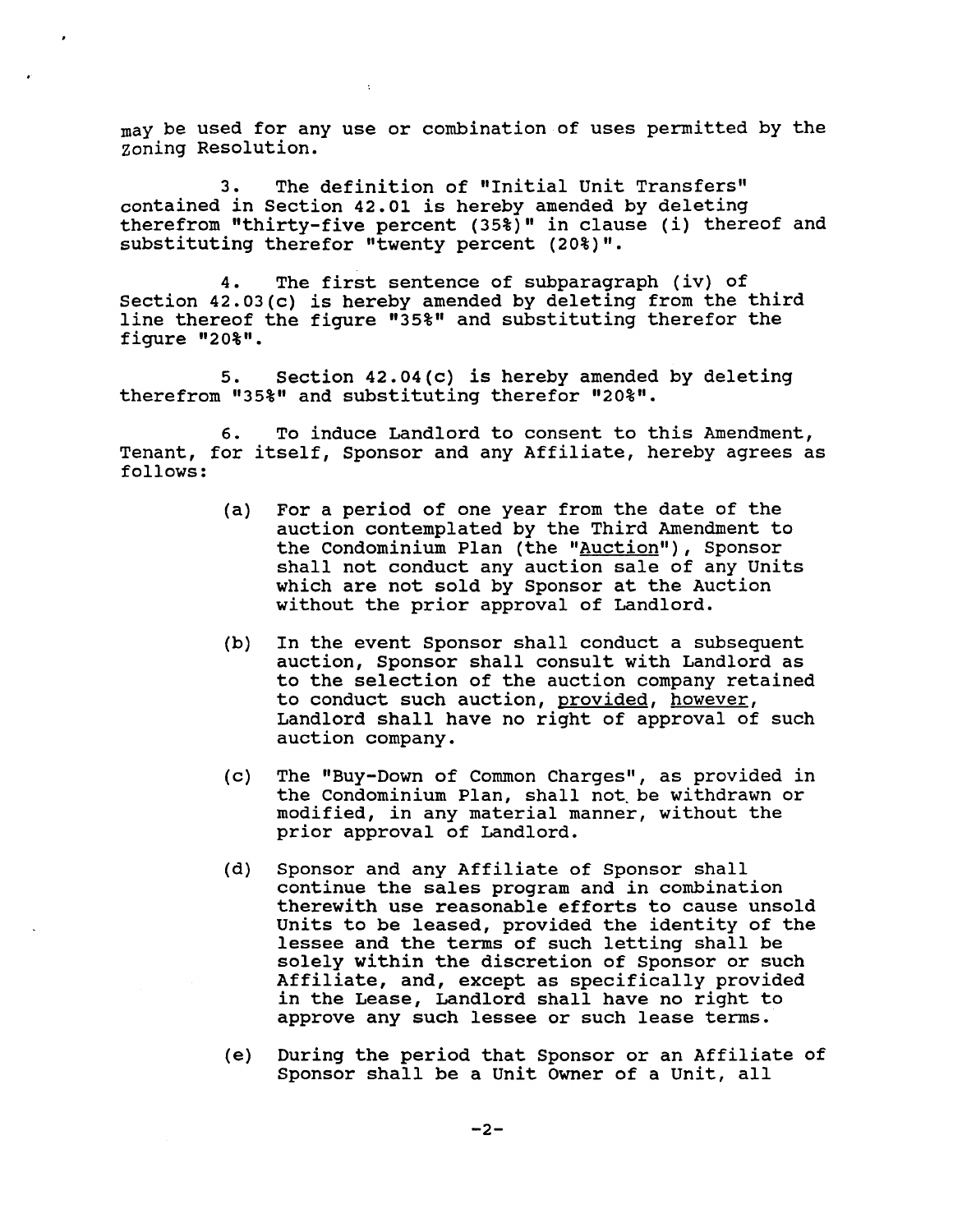may be used for any use or combination of uses permitted by the Zoning Resolution.

3. The definition of "Initial Unit Transfers" contained in Section 42.01 is hereby amended by deleting therefrom "thirty-five percent (35%)" in clause (i) thereof and substituting therefor "twenty percent (20%)".

4. The first sentence of subparagraph (iv) of Section 42.03(c) is hereby amended by deleting from the third line thereof the figure "35%" and substituting therefor the figure "20%".

5. Section 42.04(c) is hereby amended by deleting therefrom "35%" and substituting therefor "20%".

6. To induce Landlord to consent to this Amendment, Tenant, for itself, Sponsor and any Affiliate, hereby agrees as follows:

(a) For a period of one year from the date of the auction contemplated by the Third Amendment to the Condominium Plan (the "<u>Auction</u>"), Sponsor shall not conduct any auction sale of any Units which are not sold by Sponsor at the Auction without the prior approval of Landlord.

(b) In the event Sponsor shall conduct a subsequent auction, Sponsor shall consult with Landlord as to the selection of the auction company retained to conduct such auction, <u>provided</u>, <u>however</u>, Landlord shall have no right of approval of such auction company.

(c) The "Buy-Down of Common Charges", as provided in the Condominium Plan, shall not be withdrawn or modified, in any material manner, without the prior approval of Landlord.

(d) Sponsor and any Affiliate of Sponsor shall continue the sales program and in combination therewith use reasonable efforts to cause unsold Units to be leased, provided the identity of the lessee and the terms of such letting shall be solely within the discretion of Sponsor or such Affiliate, and, except as specifically provided in the Lease, Landlord shall have no right to approve any such lessee or such lease terms.

(e) During the period that Sponsor or an Affiliate of Sponsor shall be a Unit Owner of a Unit, all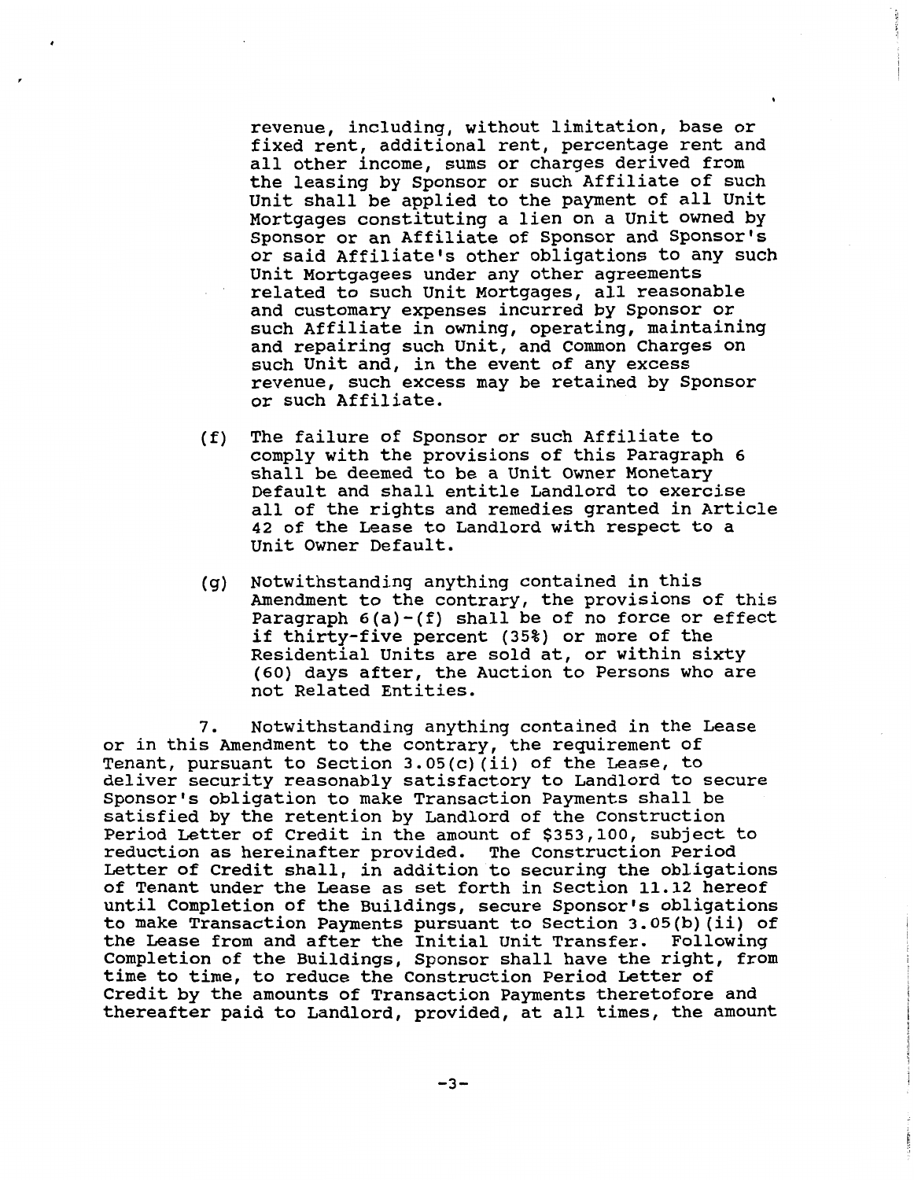revenue, including, without limitation, base or fixed rent, additional rent, percentage rent and all other income, sums or charges derived from the leasing by Sponsor or such Affiliate of such Unit shall be applied to the payment of all Unit Mortgages constituting a lien on a Unit owned by Sponsor or an Affiliate of Sponsor and Sponsor's or said Affiliate's other obligations to any such Unit Mortgagees under any other agreements related to such Unit Mortgages, all reasonable and customary expenses incurred by Sponsor or such Affiliate in owning, operating, maintaining and repairing such Unit, and Common Charges on such Unit and, in the event of any excess revenue, such excess may be retained by Sponsor or such Affiliate.

(f) The failure of Sponsor or such Affiliate to comply with the provisions of this Paragraph 6 shall be deemed to be a Unit Owner Monetary Default and shall entitle Landlord to exercise all of the rights and remedies granted in Article 42 of the Lease to Landlord with respect to a Unit Owner Default.

(g) Notwithstanding anything contained in this Amendment to the contrary, the provisions of this Paragraph 6(a)-(f) shall be of no force or effect if thirty-five percent (35%) or more of the Residential Units are sold at, or within sixty (60) days after, the Auction to Persons who are not Related Entities.

7. Notwithstanding anything contained in the Lease or in this Amendment to the contrary, the requirement of Tenant, pursuant to Section 3.05(c)(ii) of the Lease, to deliver security reasonably satisfactory to Landlord to secure Sponsor's obligation to make Transaction Payments shall be satisfied by the retention by Landlord of the Construction Period Letter of Credit in the amount of $353,100, subject to reduction as hereinafter provided. The Construction Period Letter of Credit shall, in addition to securing the obligations of Tenant under the Lease as set forth in Section 11.12 hereof until Completion of the Buildings, secure Sponsor's obligations to make Transaction Payments pursuant to Section 3.05(b)(ii) of the Lease from and after the Initial Unit Transfer. Following Completion of the Buildings, Sponsor shall have the right, from time to time, to reduce the Construction Period Letter of Credit by the amounts of Transaction Payments theretofore and thereafter paid to Landlord, provided, at all times, the amount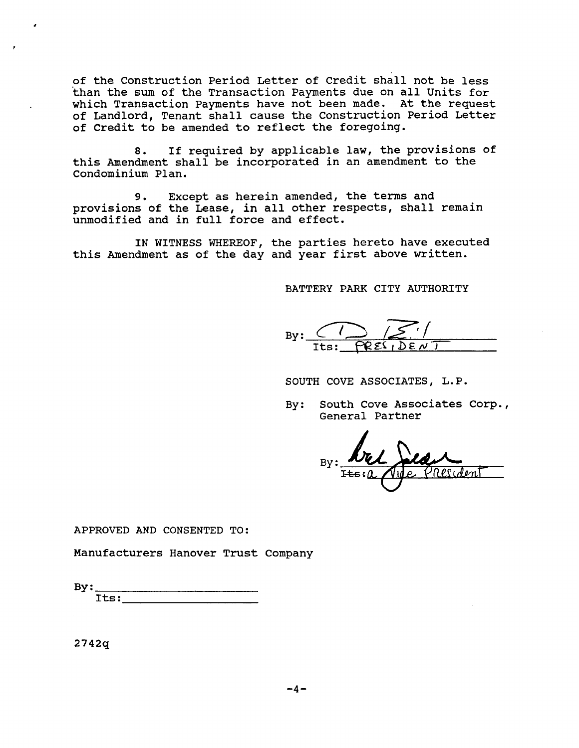of the Construction Period Letter of Credit shall not be less than the sum of the Transaction Payments due on all Units for which Transaction Payments have not been made. At the request of Landlord, Tenant shall cause the Construction Period Letter of Credit to be amended to reflect the foregoing.

8. If required by applicable law, the provisions of this Amendment shall be incorporated in an amendment to the Condominium Plan.

9. Except as herein amended, the terms and provisions of the Lease, in all other respects, shall remain unmodified and in full force and effect.

IN WITNESS WHEREOF, the parties hereto have executed this Amendment as of the day and year first above written.

BATTERY PARK CITY AUTHORITY

By: ______________________
Its: PRESIDENT

SOUTH COVE ASSOCIATES, L.P.

By: South Cove Associates Corp., General Partner

By: ______________________
~~Its:~~ a Vice President

APPROVED AND CONSENTED TO:

Manufacturers Hanover Trust Company

By: ______________________
Its: ______________________

2742q